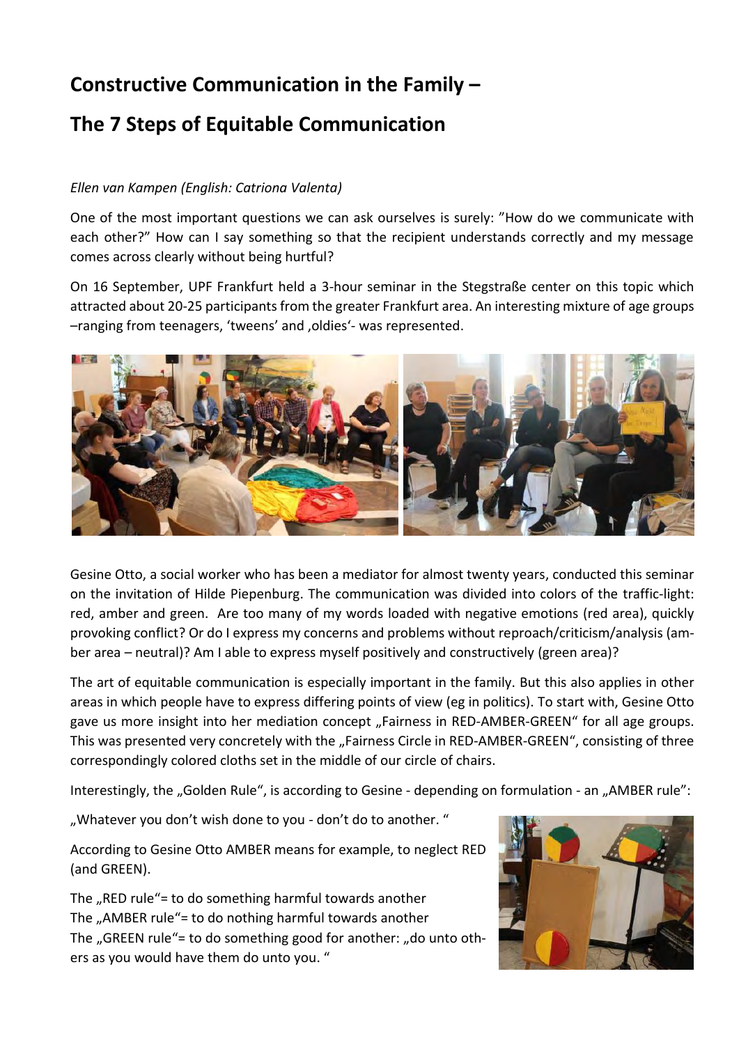# Constructive Communication in the Family – The 7 Steps of Equitable Communication

*Ellen van Kampen (English: Catriona Valenta)*

One of the most important questions we can ask ourselves is surely: "How do we communicate with each other?" How can I say something so that the recipient understands correctly and my message comes across clearly without being hurtful?

On 16 September, UPF Frankfurt held a 3-hour seminar in the Stegstraße center on this topic which attracted about 20-25 participants from the greater Frankfurt area. An interesting mixture of age groups –ranging from teenagers, 'tweens' and ‚oldies'- was represented.

Gesine Otto, a social worker who has been a mediator for almost twenty years, conducted this seminar on the invitation of Hilde Piepenburg. The communication was divided into colors of the traffic-light: red, amber and green. Are too many of my words loaded with negative emotions (red area), quickly provoking conflict? Or do I express my concerns and problems without reproach/criticism/analysis (amber area – neutral)? Am I able to express myself positively and constructively (green area)?

The art of equitable communication is especially important in the family. But this also applies in other areas in which people have to express differing points of view (eg in politics). To start with, Gesine Otto gave us more insight into her mediation concept „Fairness in RED-AMBER-GREEN" for all age groups. This was presented very concretely with the „Fairness Circle in RED-AMBER-GREEN", consisting of three correspondingly colored cloths set in the middle of our circle of chairs.

Interestingly, the „Golden Rule", is according to Gesine - depending on formulation - an „AMBER rule":

„Whatever you don't wish done to you - don't do to another. "

According to Gesine Otto AMBER means for example, to neglect RED (and GREEN).

The „RED rule"= to do something harmful towards another
The „AMBER rule"= to do nothing harmful towards another
The „GREEN rule"= to do something good for another: „do unto others as you would have them do unto you. "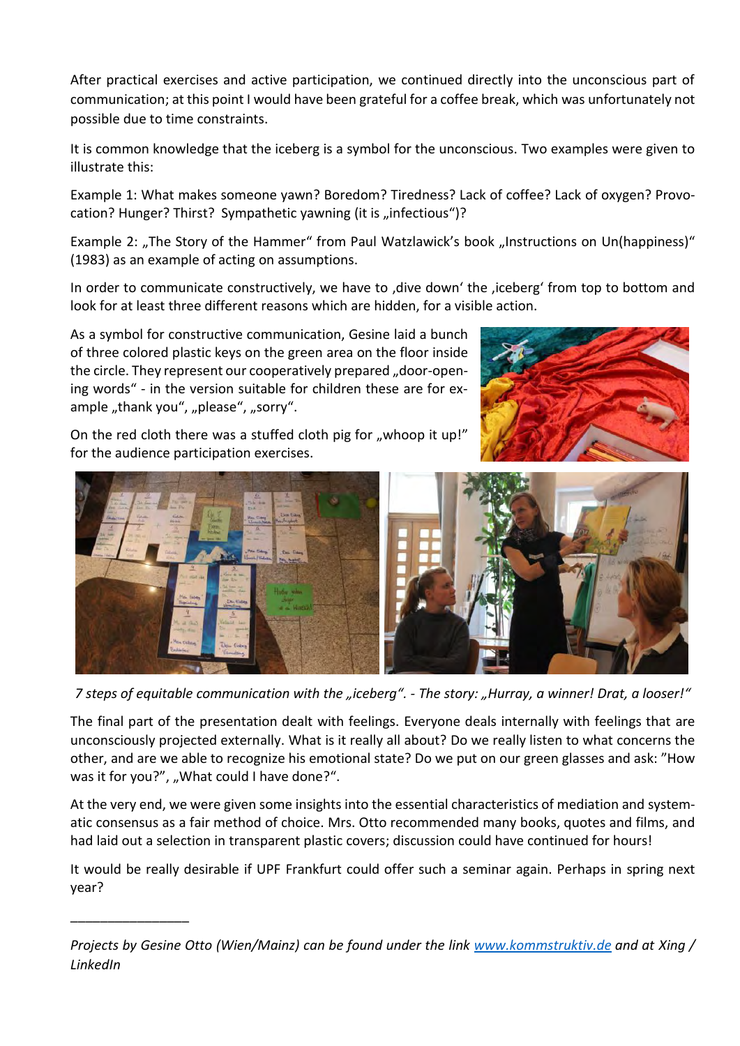After practical exercises and active participation, we continued directly into the unconscious part of communication; at this point I would have been grateful for a coffee break, which was unfortunately not possible due to time constraints.

It is common knowledge that the iceberg is a symbol for the unconscious. Two examples were given to illustrate this:

Example 1: What makes someone yawn? Boredom? Tiredness? Lack of coffee? Lack of oxygen? Provocation? Hunger? Thirst? Sympathetic yawning (it is „infectious")?

Example 2: „The Story of the Hammer" from Paul Watzlawick's book „Instructions on Un(happiness)" (1983) as an example of acting on assumptions.

In order to communicate constructively, we have to ‚dive down' the ‚iceberg' from top to bottom and look for at least three different reasons which are hidden, for a visible action.

As a symbol for constructive communication, Gesine laid a bunch of three colored plastic keys on the green area on the floor inside the circle. They represent our cooperatively prepared „door-opening words" - in the version suitable for children these are for example „thank you", „please", „sorry".

On the red cloth there was a stuffed cloth pig for „whoop it up!" for the audience participation exercises.

*7 steps of equitable communication with the „iceberg". - The story: „Hurray, a winner! Drat, a looser!"*

The final part of the presentation dealt with feelings. Everyone deals internally with feelings that are unconsciously projected externally. What is it really all about? Do we really listen to what concerns the other, and are we able to recognize his emotional state? Do we put on our green glasses and ask: "How was it for you?", „What could I have done?".

At the very end, we were given some insights into the essential characteristics of mediation and systematic consensus as a fair method of choice. Mrs. Otto recommended many books, quotes and films, and had laid out a selection in transparent plastic covers; discussion could have continued for hours!

It would be really desirable if UPF Frankfurt could offer such a seminar again. Perhaps in spring next year?

---

*Projects by Gesine Otto (Wien/Mainz) can be found under the link www.kommstruktiv.de and at Xing / LinkedIn*